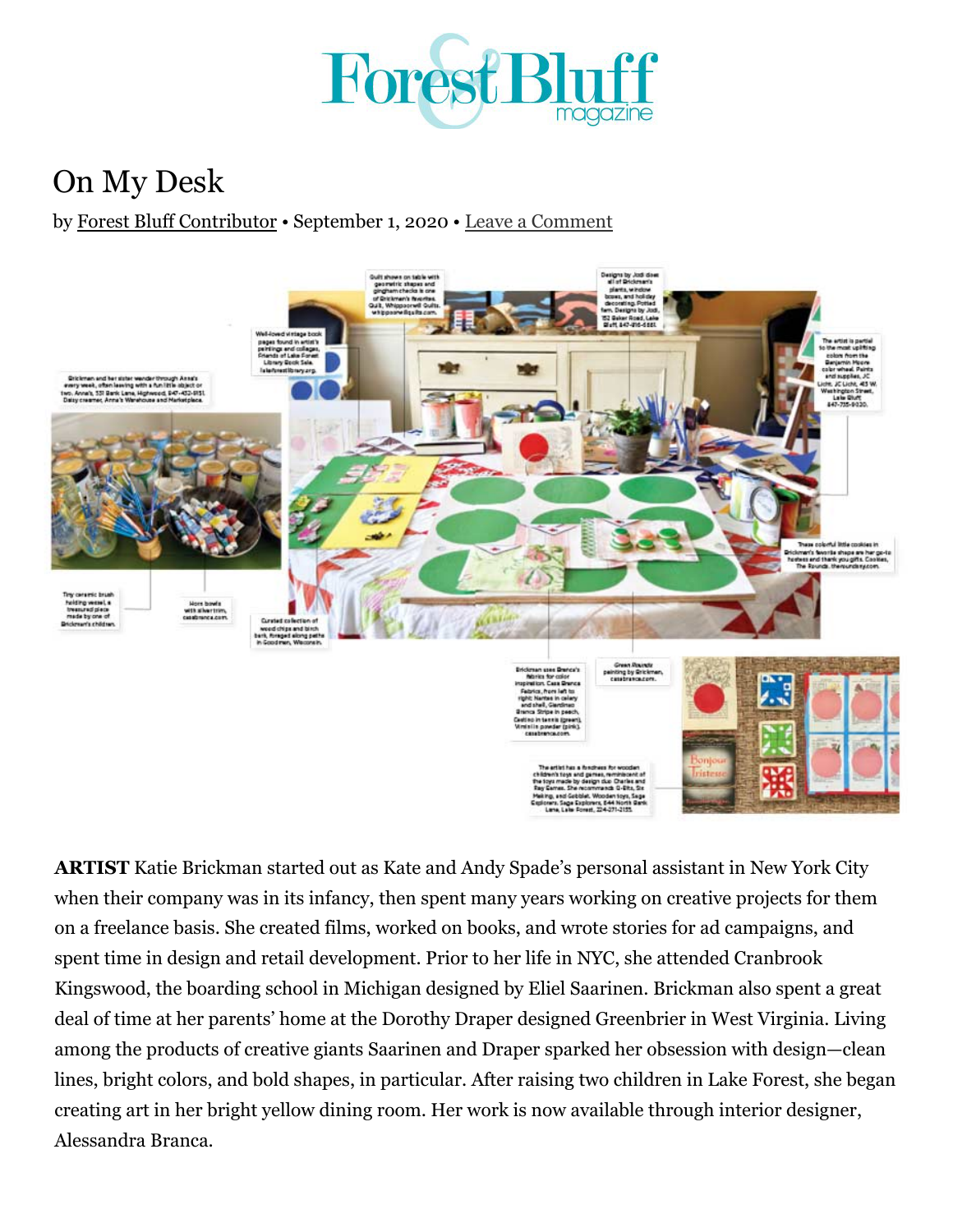# Forest Bluff magazine

## On My Desk

by Forest Bluff Contributor • September 1, 2020 • Leave a Comment

**ARTIST** Katie Brickman started out as Kate and Andy Spade's personal assistant in New York City when their company was in its infancy, then spent many years working on creative projects for them on a freelance basis. She created films, worked on books, and wrote stories for ad campaigns, and spent time in design and retail development. Prior to her life in NYC, she attended Cranbrook Kingswood, the boarding school in Michigan designed by Eliel Saarinen. Brickman also spent a great deal of time at her parents' home at the Dorothy Draper designed Greenbrier in West Virginia. Living among the products of creative giants Saarinen and Draper sparked her obsession with design—clean lines, bright colors, and bold shapes, in particular. After raising two children in Lake Forest, she began creating art in her bright yellow dining room. Her work is now available through interior designer, Alessandra Branca.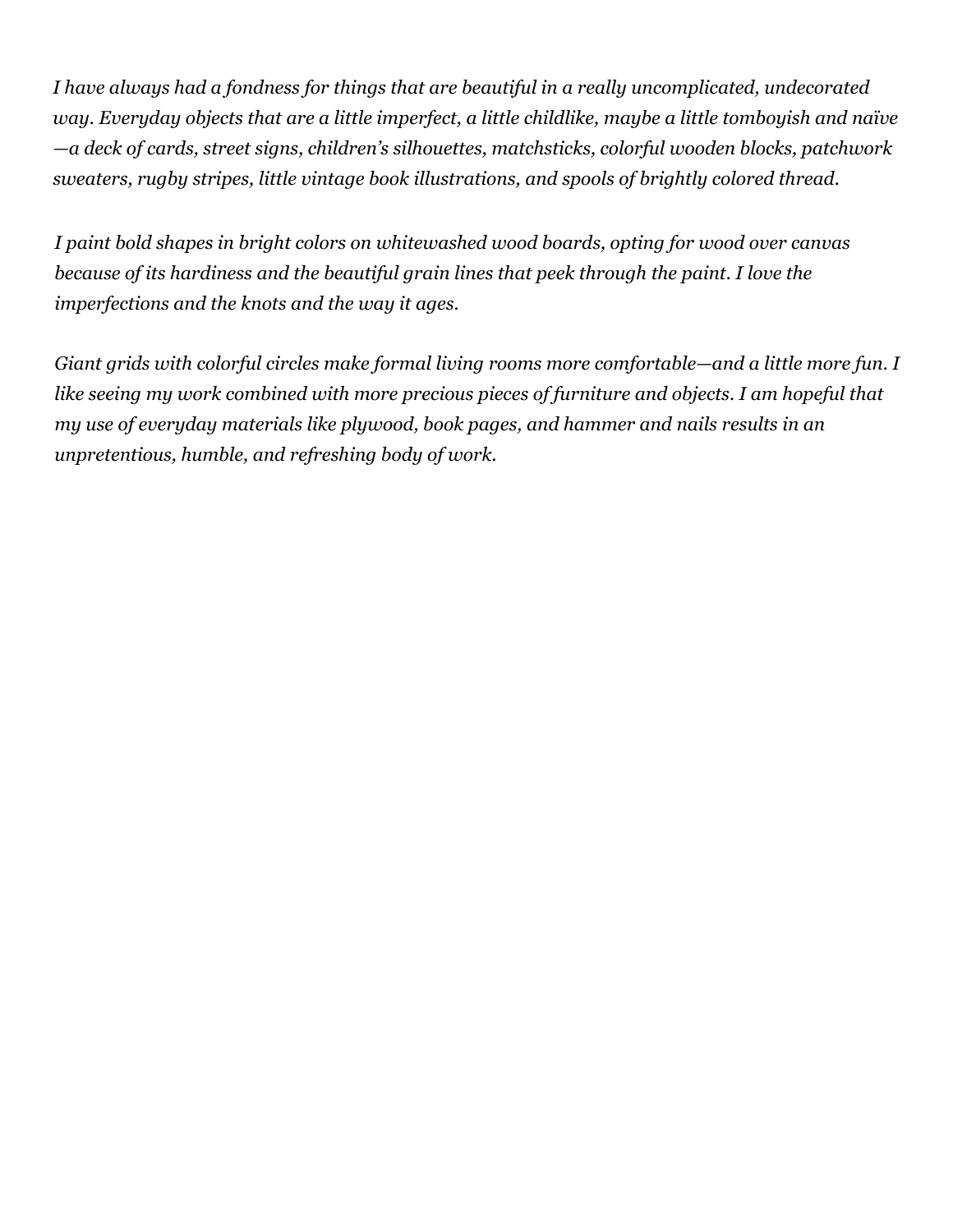*I have always had a fondness for things that are beautiful in a really uncomplicated, undecorated way. Everyday objects that are a little imperfect, a little childlike, maybe a little tomboyish and naïve—a deck of cards, street signs, children's silhouettes, matchsticks, colorful wooden blocks, patchwork sweaters, rugby stripes, little vintage book illustrations, and spools of brightly colored thread.*

*I paint bold shapes in bright colors on whitewashed wood boards, opting for wood over canvas because of its hardiness and the beautiful grain lines that peek through the paint. I love the imperfections and the knots and the way it ages.*

*Giant grids with colorful circles make formal living rooms more comfortable—and a little more fun. I like seeing my work combined with more precious pieces of furniture and objects. I am hopeful that my use of everyday materials like plywood, book pages, and hammer and nails results in an unpretentious, humble, and refreshing body of work.*